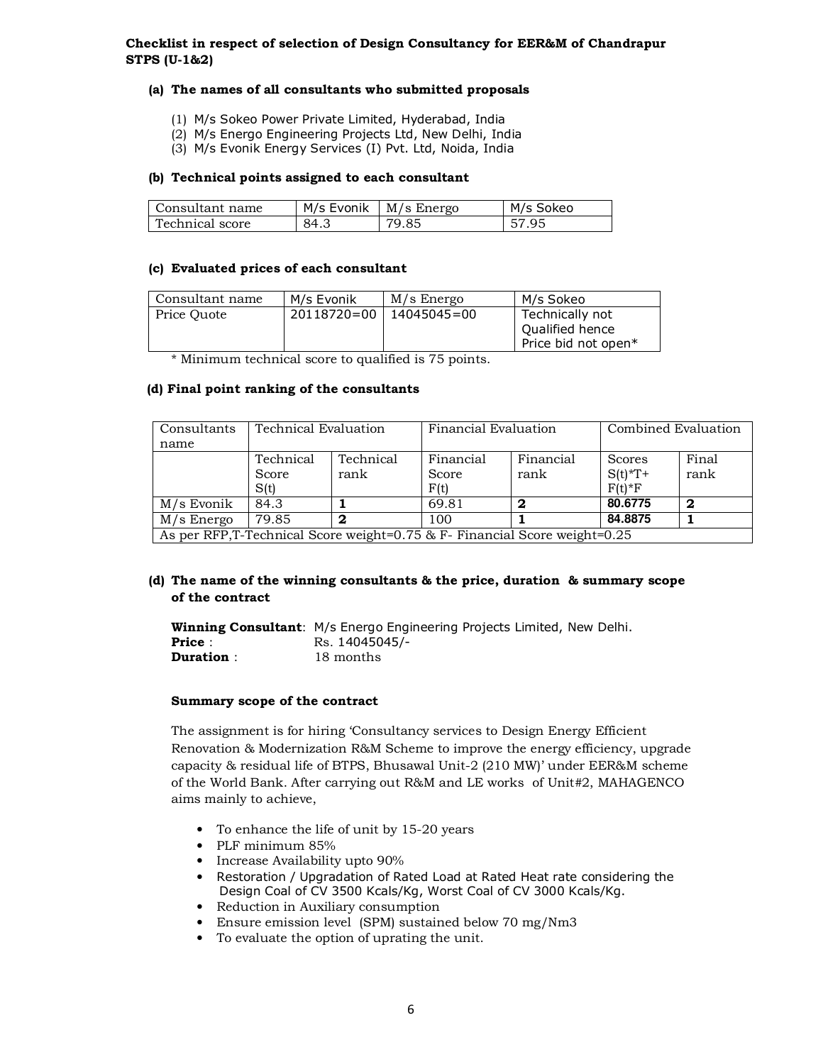**Checklist in respect of selection of Design Consultancy for EER&M of Chandrapur STPS (U-1&2)**

**(a) The names of all consultants who submitted proposals**

(1) M/s Sokeo Power Private Limited, Hyderabad, India
(2) M/s Energo Engineering Projects Ltd, New Delhi, India
(3) M/s Evonik Energy Services (I) Pvt. Ltd, Noida, India

**(b) Technical points assigned to each consultant**

| Consultant name | M/s Evonik | M/s Energo | M/s Sokeo |
|---|---|---|---|
| Technical score | 84.3 | 79.85 | 57.95 |

**(c) Evaluated prices of each consultant**

| Consultant name | M/s Evonik | M/s Energo | M/s Sokeo |
|---|---|---|---|
| Price Quote | 20118720=00 | 14045045=00 | Technically not Qualified hence Price bid not open* |

\* Minimum technical score to qualified is 75 points.

**(d) Final point ranking of the consultants**

| Consultants name | Technical Evaluation | | Financial Evaluation | | Combined Evaluation | |
|---|---|---|---|---|---|---|
| | Technical Score S(t) | Technical rank | Financial Score F(t) | Financial rank | Scores S(t)\*T+ F(t)\*F | Final rank |
| M/s Evonik | 84.3 | **1** | 69.81 | **2** | **80.6775** | **2** |
| M/s Energo | 79.85 | **2** | 100 | **1** | **84.8875** | **1** |
| As per RFP,T-Technical Score weight=0.75 & F- Financial Score weight=0.25 | | | | | | |

**(d) The name of the winning consultants & the price, duration & summary scope of the contract**

**Winning Consultant**: M/s Energo Engineering Projects Limited, New Delhi.
**Price** : Rs. 14045045/-
**Duration** : 18 months

**Summary scope of the contract**

The assignment is for hiring 'Consultancy services to Design Energy Efficient Renovation & Modernization R&M Scheme to improve the energy efficiency, upgrade capacity & residual life of BTPS, Bhusawal Unit-2 (210 MW)' under EER&M scheme of the World Bank. After carrying out R&M and LE works of Unit#2, MAHAGENCO aims mainly to achieve,

- To enhance the life of unit by 15-20 years
- PLF minimum 85%
- Increase Availability upto 90%
- Restoration / Upgradation of Rated Load at Rated Heat rate considering the Design Coal of CV 3500 Kcals/Kg, Worst Coal of CV 3000 Kcals/Kg.
- Reduction in Auxiliary consumption
- Ensure emission level (SPM) sustained below 70 mg/Nm3
- To evaluate the option of uprating the unit.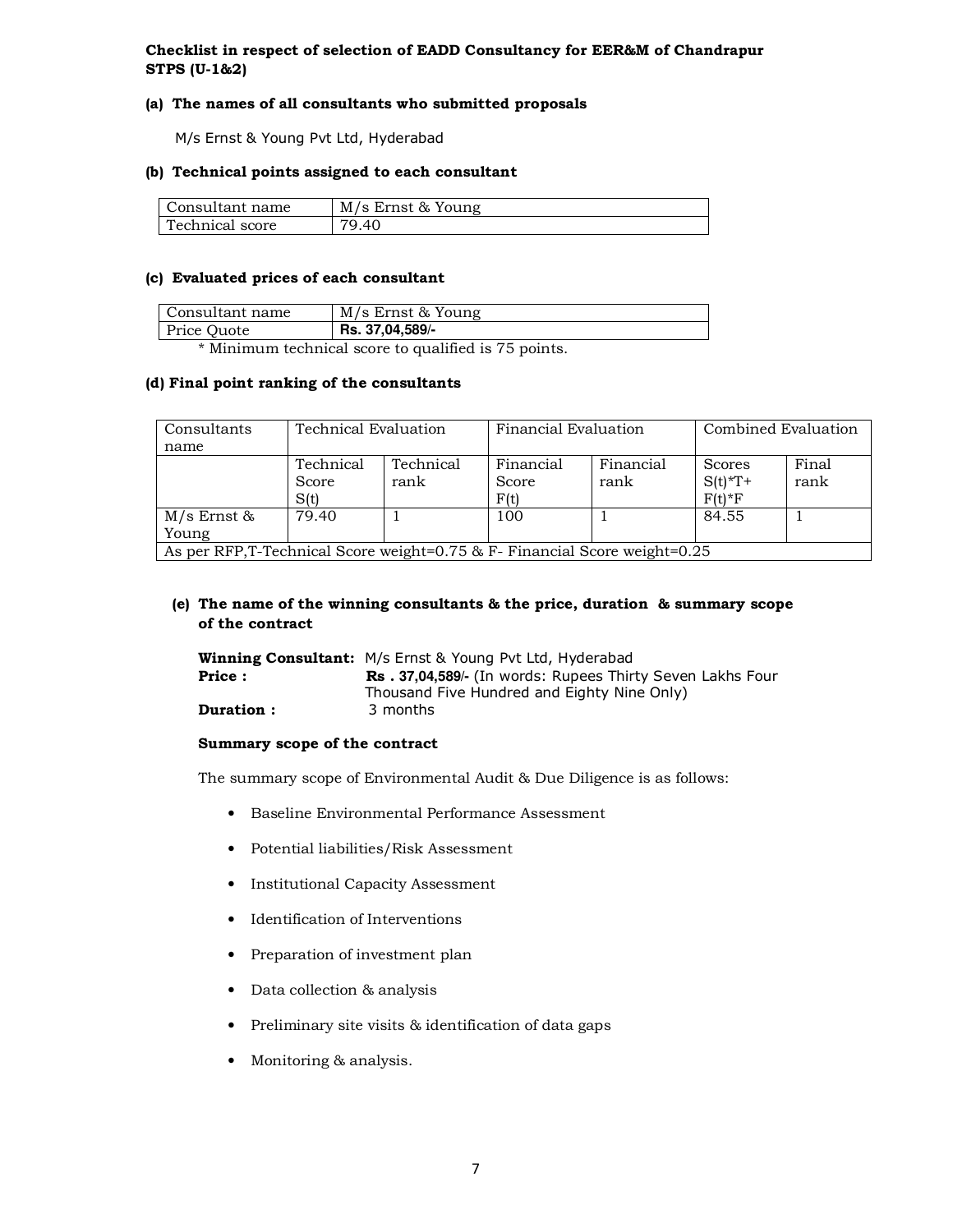**Checklist in respect of selection of EADD Consultancy for EER&M of Chandrapur STPS (U-1&2)**

**(a) The names of all consultants who submitted proposals**

M/s Ernst & Young Pvt Ltd, Hyderabad

**(b) Technical points assigned to each consultant**

| Consultant name | M/s Ernst & Young |
|---|---|
| Technical score | 79.40 |

**(c) Evaluated prices of each consultant**

| Consultant name | M/s Ernst & Young |
|---|---|
| Price Quote | **Rs. 37,04,589/-** |

\* Minimum technical score to qualified is 75 points.

**(d) Final point ranking of the consultants**

| Consultants name | Technical Evaluation | | Financial Evaluation | | Combined Evaluation | |
|---|---|---|---|---|---|---|
| | Technical Score S(t) | Technical rank | Financial Score F(t) | Financial rank | Scores S(t)*T+ F(t)*F | Final rank |
| M/s Ernst & Young | 79.40 | 1 | 100 | 1 | 84.55 | 1 |
| As per RFP,T-Technical Score weight=0.75 & F- Financial Score weight=0.25 | | | | | | |

**(e) The name of the winning consultants & the price, duration & summary scope of the contract**

**Winning Consultant:** M/s Ernst & Young Pvt Ltd, Hyderabad
**Price :** **Rs . 37,04,589/-** (In words: Rupees Thirty Seven Lakhs Four Thousand Five Hundred and Eighty Nine Only)
**Duration :** 3 months

**Summary scope of the contract**

The summary scope of Environmental Audit & Due Diligence is as follows:

- Baseline Environmental Performance Assessment
- Potential liabilities/Risk Assessment
- Institutional Capacity Assessment
- Identification of Interventions
- Preparation of investment plan
- Data collection & analysis
- Preliminary site visits & identification of data gaps
- Monitoring & analysis.